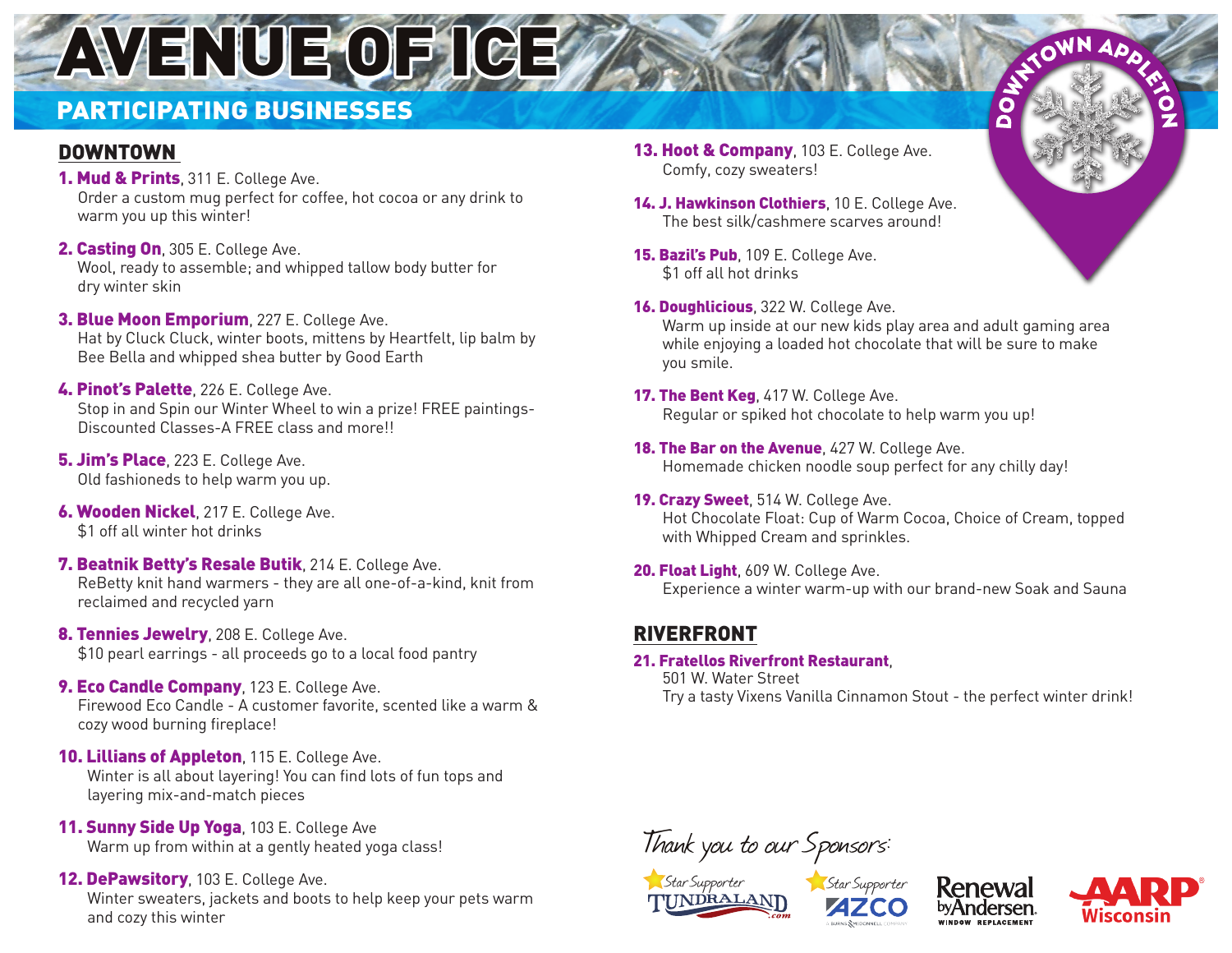# AVENUE OF ICE

## PARTICIPATING BUSINESSES

DOWNTOWN APPLETON

### DOWNTOWN

**1. Mud & Prints**, 311 E. College Ave.
Order a custom mug perfect for coffee, hot cocoa or any drink to warm you up this winter!

**2. Casting On**, 305 E. College Ave.
Wool, ready to assemble; and whipped tallow body butter for dry winter skin

**3. Blue Moon Emporium**, 227 E. College Ave.
Hat by Cluck Cluck, winter boots, mittens by Heartfelt, lip balm by Bee Bella and whipped shea butter by Good Earth

**4. Pinot's Palette**, 226 E. College Ave.
Stop in and Spin our Winter Wheel to win a prize! FREE paintings-Discounted Classes-A FREE class and more!!

**5. Jim's Place**, 223 E. College Ave.
Old fashioneds to help warm you up.

**6. Wooden Nickel**, 217 E. College Ave.
$1 off all winter hot drinks

**7. Beatnik Betty's Resale Butik**, 214 E. College Ave.
ReBetty knit hand warmers - they are all one-of-a-kind, knit from reclaimed and recycled yarn

**8. Tennies Jewelry**, 208 E. College Ave.
$10 pearl earrings - all proceeds go to a local food pantry

**9. Eco Candle Company**, 123 E. College Ave.
Firewood Eco Candle - A customer favorite, scented like a warm & cozy wood burning fireplace!

**10. Lillians of Appleton**, 115 E. College Ave.
Winter is all about layering! You can find lots of fun tops and layering mix-and-match pieces

**11. Sunny Side Up Yoga**, 103 E. College Ave
Warm up from within at a gently heated yoga class!

**12. DePawsitory**, 103 E. College Ave.
Winter sweaters, jackets and boots to help keep your pets warm and cozy this winter

**13. Hoot & Company**, 103 E. College Ave.
Comfy, cozy sweaters!

**14. J. Hawkinson Clothiers**, 10 E. College Ave.
The best silk/cashmere scarves around!

**15. Bazil's Pub**, 109 E. College Ave.
$1 off all hot drinks

**16. Doughlicious**, 322 W. College Ave.
Warm up inside at our new kids play area and adult gaming area while enjoying a loaded hot chocolate that will be sure to make you smile.

**17. The Bent Keg**, 417 W. College Ave.
Regular or spiked hot chocolate to help warm you up!

**18. The Bar on the Avenue**, 427 W. College Ave.
Homemade chicken noodle soup perfect for any chilly day!

**19. Crazy Sweet**, 514 W. College Ave.
Hot Chocolate Float: Cup of Warm Cocoa, Choice of Cream, topped with Whipped Cream and sprinkles.

**20. Float Light**, 609 W. College Ave.
Experience a winter warm-up with our brand-new Soak and Sauna

### RIVERFRONT

**21. Fratellos Riverfront Restaurant**,
501 W. Water Street
Try a tasty Vixens Vanilla Cinnamon Stout - the perfect winter drink!

*Thank you to our Sponsors:*

Star Supporter TUNDRALAND.com — Star Supporter AZCO — Renewal by Andersen Window Replacement — AARP Wisconsin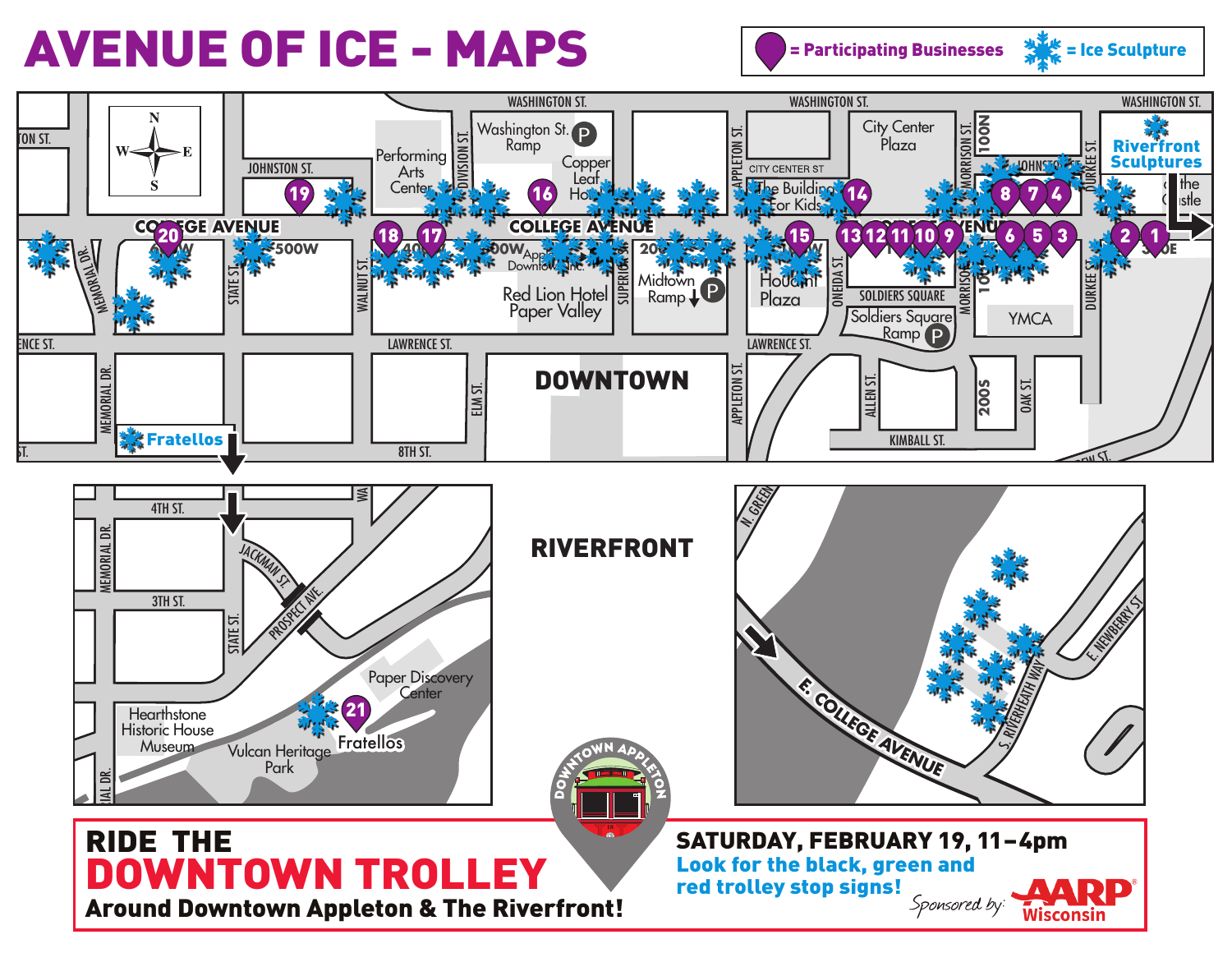# AVENUE OF ICE - MAPS

= Participating Businesses = Ice Sculpture

WASHINGTON ST.
JOHNSTON ST.
COLLEGE AVENUE
LAWRENCE ST.
8TH ST.
MEMORIAL DR.
STATE ST.
WALNUT ST.
DIVISION ST.
SUPERIOR ST.
APPLETON ST.
ONEIDA ST.
MORRISON ST.
DURKEE ST.
ELM ST.
ALLEN ST.
OAK ST.
KIMBALL ST.
CITY CENTER ST
SOLDIERS SQUARE

Performing Arts Center
Washington St. Ramp
Copper Leaf Hotel
Red Lion Hotel Paper Valley
Midtown Ramp
City Center Plaza
The Building For Kids
Houdini Plaza
Soldiers Square Ramp
YMCA
Riverfront Sculptures
DOWNTOWN
Fratellos

600W 500W 400W 300W 200W 100W 100E 200S 300E 100N

RIVERFRONT

4TH ST.
3TH ST.
JACKMAN ST.
PROSPECT AVE.
Paper Discovery Center
Hearthstone Historic House Museum
Vulcan Heritage Park
Fratellos
N. GREEN
E. COLLEGE AVENUE
S. RIVERHEATH WAY
E. NEWBERRY ST

DOWNTOWN APPLETON

**RIDE THE**
**DOWNTOWN TROLLEY**
**Around Downtown Appleton & The Riverfront!**

**SATURDAY, FEBRUARY 19, 11–4pm**
Look for the black, green and red trolley stop signs!

Sponsored by: AARP Wisconsin